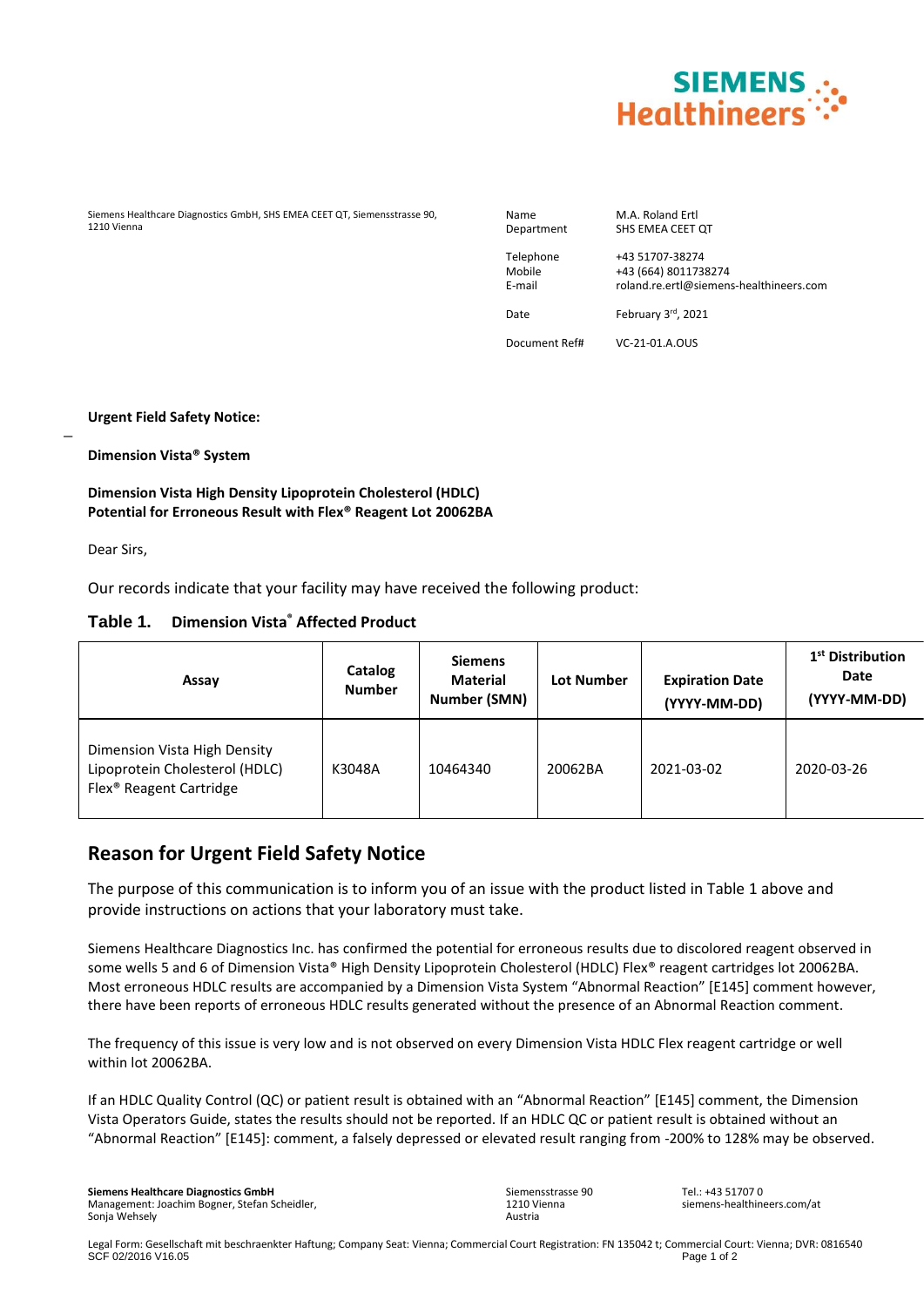Siemens Healthcare Diagnostics GmbH, SHS EMEA CEET QT, Siemensstrasse 90, 1210 Vienna

| | |
|---|---|
| Name | M.A. Roland Ertl |
| Department | SHS EMEA CEET QT |
| Telephone | +43 51707-38274 |
| Mobile | +43 (664) 8011738274 |
| E-mail | roland.re.ertl@siemens-healthineers.com |
| Date | February 3rd, 2021 |
| Document Ref# | VC-21-01.A.OUS |

**Urgent Field Safety Notice:**

**Dimension Vista® System**

**Dimension Vista High Density Lipoprotein Cholesterol (HDLC)**
**Potential for Erroneous Result with Flex® Reagent Lot 20062BA**

Dear Sirs,

Our records indicate that your facility may have received the following product:

**Table 1. Dimension Vista® Affected Product**

| Assay | Catalog Number | Siemens Material Number (SMN) | Lot Number | Expiration Date (YYYY-MM-DD) | 1st Distribution Date (YYYY-MM-DD) |
|---|---|---|---|---|---|
| Dimension Vista High Density Lipoprotein Cholesterol (HDLC) Flex® Reagent Cartridge | K3048A | 10464340 | 20062BA | 2021-03-02 | 2020-03-26 |

## Reason for Urgent Field Safety Notice

The purpose of this communication is to inform you of an issue with the product listed in Table 1 above and provide instructions on actions that your laboratory must take.

Siemens Healthcare Diagnostics Inc. has confirmed the potential for erroneous results due to discolored reagent observed in some wells 5 and 6 of Dimension Vista® High Density Lipoprotein Cholesterol (HDLC) Flex® reagent cartridges lot 20062BA. Most erroneous HDLC results are accompanied by a Dimension Vista System "Abnormal Reaction" [E145] comment however, there have been reports of erroneous HDLC results generated without the presence of an Abnormal Reaction comment.

The frequency of this issue is very low and is not observed on every Dimension Vista HDLC Flex reagent cartridge or well within lot 20062BA.

If an HDLC Quality Control (QC) or patient result is obtained with an "Abnormal Reaction" [E145] comment, the Dimension Vista Operators Guide, states the results should not be reported. If an HDLC QC or patient result is obtained without an "Abnormal Reaction" [E145]: comment, a falsely depressed or elevated result ranging from -200% to 128% may be observed.

**Siemens Healthcare Diagnostics GmbH**
Management: Joachim Bogner, Stefan Scheidler, Sonja Wehsely

Siemensstrasse 90
1210 Vienna
Austria

Tel.: +43 51707 0
siemens-healthineers.com/at

Legal Form: Gesellschaft mit beschraenkter Haftung; Company Seat: Vienna; Commercial Court Registration: FN 135042 t; Commercial Court: Vienna; DVR: 0816540
SCF 02/2016 V16.05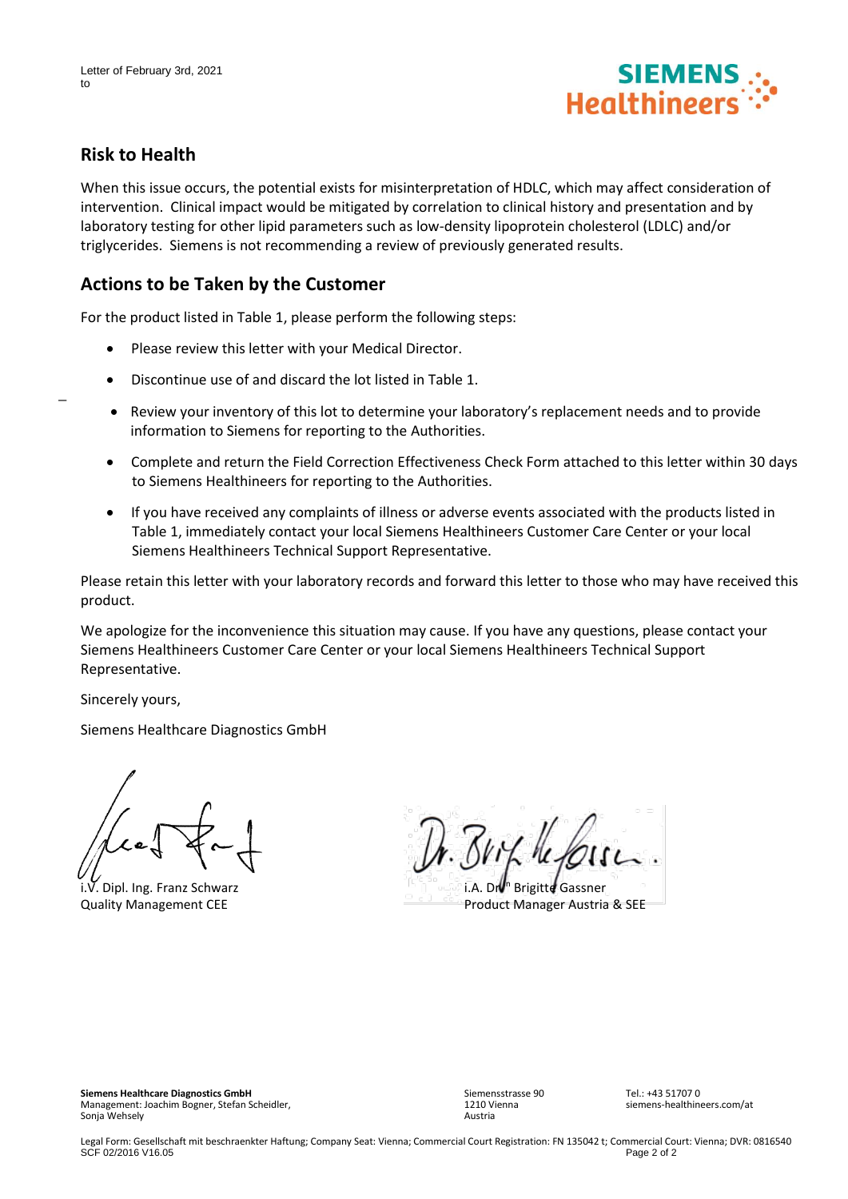Letter of February 3rd, 2021
to

## Risk to Health

When this issue occurs, the potential exists for misinterpretation of HDLC, which may affect consideration of intervention. Clinical impact would be mitigated by correlation to clinical history and presentation and by laboratory testing for other lipid parameters such as low-density lipoprotein cholesterol (LDLC) and/or triglycerides. Siemens is not recommending a review of previously generated results.

## Actions to be Taken by the Customer

For the product listed in Table 1, please perform the following steps:

- Please review this letter with your Medical Director.
- Discontinue use of and discard the lot listed in Table 1.
- Review your inventory of this lot to determine your laboratory's replacement needs and to provide information to Siemens for reporting to the Authorities.
- Complete and return the Field Correction Effectiveness Check Form attached to this letter within 30 days to Siemens Healthineers for reporting to the Authorities.
- If you have received any complaints of illness or adverse events associated with the products listed in Table 1, immediately contact your local Siemens Healthineers Customer Care Center or your local Siemens Healthineers Technical Support Representative.

Please retain this letter with your laboratory records and forward this letter to those who may have received this product.

We apologize for the inconvenience this situation may cause. If you have any questions, please contact your Siemens Healthineers Customer Care Center or your local Siemens Healthineers Technical Support Representative.

Sincerely yours,

Siemens Healthcare Diagnostics GmbH

i.V. Dipl. Ing. Franz Schwarz
Quality Management CEE

i.A. Dr.[in] Brigitte Gassner
Product Manager Austria & SEE

**Siemens Healthcare Diagnostics GmbH**
Management: Joachim Bogner, Stefan Scheidler, Sonja Wehsely

Siemensstrasse 90
1210 Vienna
Austria

Tel.: +43 51707 0
siemens-healthineers.com/at

Legal Form: Gesellschaft mit beschraenkter Haftung; Company Seat: Vienna; Commercial Court Registration: FN 135042 t; Commercial Court: Vienna; DVR: 0816540
SCF 02/2016 V16.05